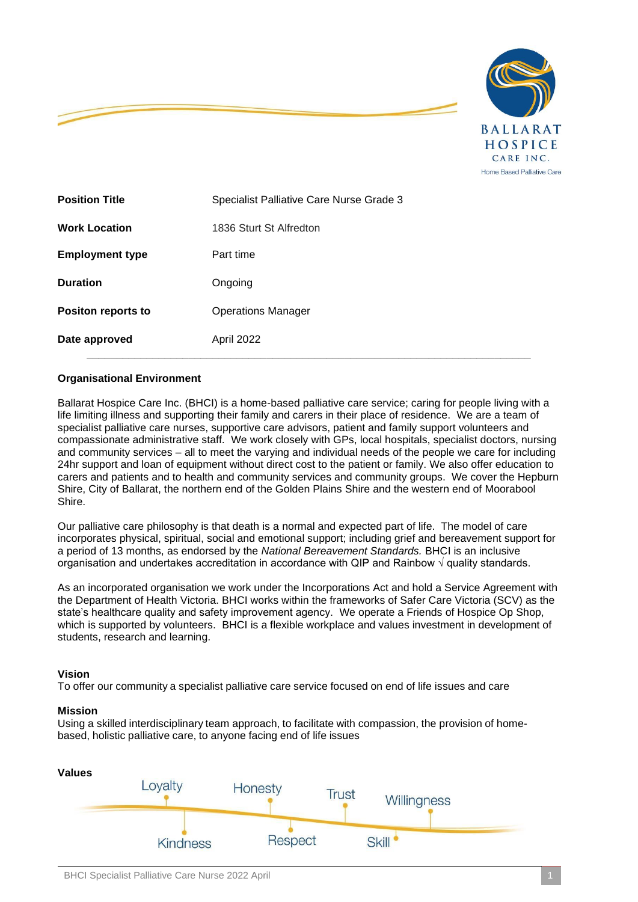BALLARAT HOSPICE CARE INC.
Home Based Palliative Care

| | |
|---|---|
| **Position Title** | Specialist Palliative Care Nurse Grade 3 |
| **Work Location** | 1836 Sturt St Alfredton |
| **Employment type** | Part time |
| **Duration** | Ongoing |
| **Positon reports to** | Operations Manager |
| **Date approved** | April 2022 |

## Organisational Environment

Ballarat Hospice Care Inc. (BHCI) is a home-based palliative care service; caring for people living with a life limiting illness and supporting their family and carers in their place of residence. We are a team of specialist palliative care nurses, supportive care advisors, patient and family support volunteers and compassionate administrative staff. We work closely with GPs, local hospitals, specialist doctors, nursing and community services – all to meet the varying and individual needs of the people we care for including 24hr support and loan of equipment without direct cost to the patient or family. We also offer education to carers and patients and to health and community services and community groups. We cover the Hepburn Shire, City of Ballarat, the northern end of the Golden Plains Shire and the western end of Moorabool Shire.

Our palliative care philosophy is that death is a normal and expected part of life. The model of care incorporates physical, spiritual, social and emotional support; including grief and bereavement support for a period of 13 months, as endorsed by the *National Bereavement Standards.* BHCI is an inclusive organisation and undertakes accreditation in accordance with QIP and Rainbow √ quality standards.

As an incorporated organisation we work under the Incorporations Act and hold a Service Agreement with the Department of Health Victoria. BHCI works within the frameworks of Safer Care Victoria (SCV) as the state's healthcare quality and safety improvement agency. We operate a Friends of Hospice Op Shop, which is supported by volunteers. BHCI is a flexible workplace and values investment in development of students, research and learning.

## Vision

To offer our community a specialist palliative care service focused on end of life issues and care

## Mission

Using a skilled interdisciplinary team approach, to facilitate with compassion, the provision of home-based, holistic palliative care, to anyone facing end of life issues

## Values

Loyalty, Kindness, Honesty, Respect, Trust, Skill, Willingness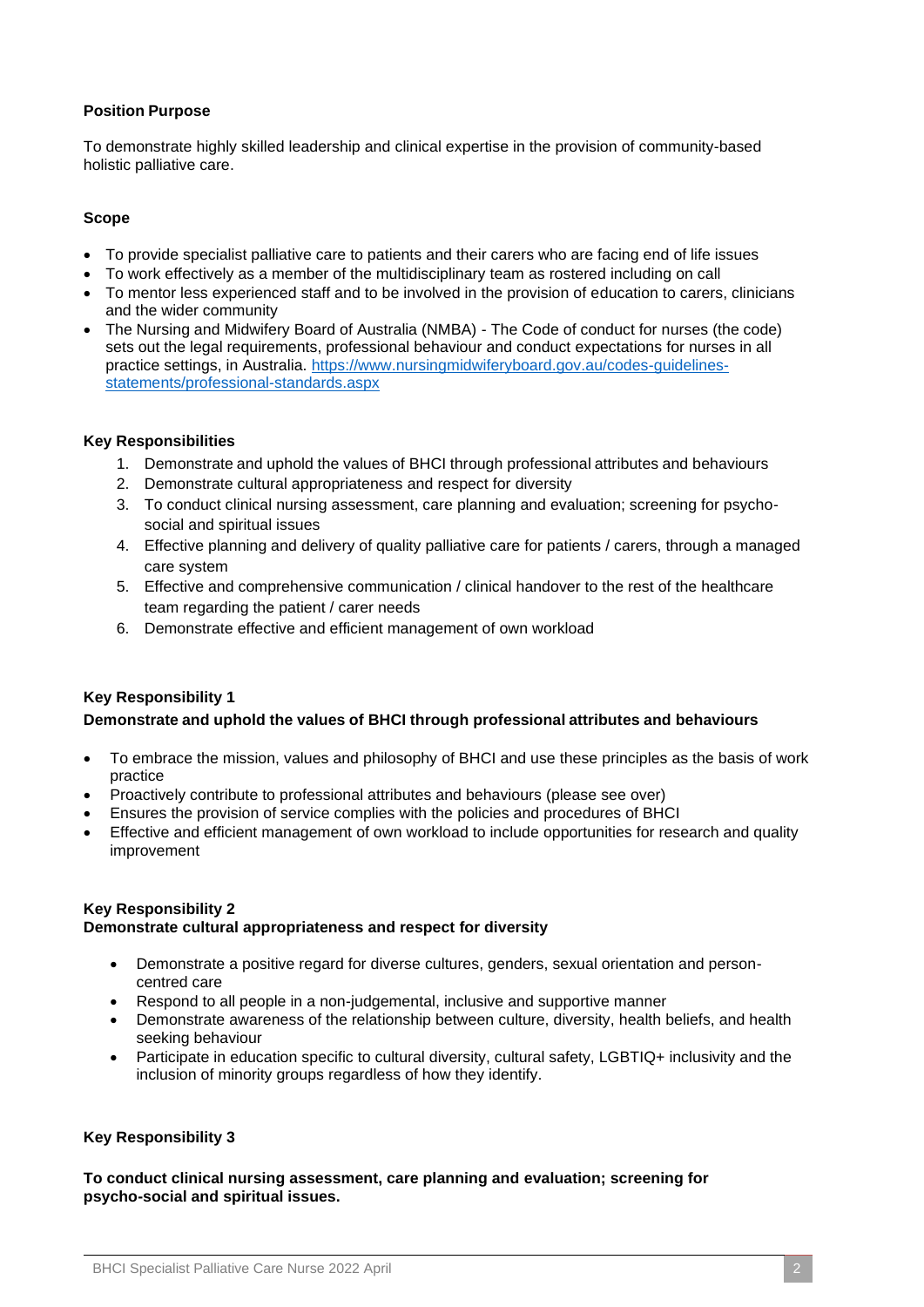**Position Purpose**

To demonstrate highly skilled leadership and clinical expertise in the provision of community-based holistic palliative care.

**Scope**

- To provide specialist palliative care to patients and their carers who are facing end of life issues
- To work effectively as a member of the multidisciplinary team as rostered including on call
- To mentor less experienced staff and to be involved in the provision of education to carers, clinicians and the wider community
- The Nursing and Midwifery Board of Australia (NMBA) - The Code of conduct for nurses (the code) sets out the legal requirements, professional behaviour and conduct expectations for nurses in all practice settings, in Australia. [https://www.nursingmidwiferyboard.gov.au/codes-guidelines-statements/professional-standards.aspx](https://www.nursingmidwiferyboard.gov.au/codes-guidelines-statements/professional-standards.aspx)

**Key Responsibilities**

1. Demonstrate and uphold the values of BHCI through professional attributes and behaviours
2. Demonstrate cultural appropriateness and respect for diversity
3. To conduct clinical nursing assessment, care planning and evaluation; screening for psycho-social and spiritual issues
4. Effective planning and delivery of quality palliative care for patients / carers, through a managed care system
5. Effective and comprehensive communication / clinical handover to the rest of the healthcare team regarding the patient / carer needs
6. Demonstrate effective and efficient management of own workload

**Key Responsibility 1**

**Demonstrate and uphold the values of BHCI through professional attributes and behaviours**

- To embrace the mission, values and philosophy of BHCI and use these principles as the basis of work practice
- Proactively contribute to professional attributes and behaviours (please see over)
- Ensures the provision of service complies with the policies and procedures of BHCI
- Effective and efficient management of own workload to include opportunities for research and quality improvement

**Key Responsibility 2**
**Demonstrate cultural appropriateness and respect for diversity**

- Demonstrate a positive regard for diverse cultures, genders, sexual orientation and person-centred care
- Respond to all people in a non-judgemental, inclusive and supportive manner
- Demonstrate awareness of the relationship between culture, diversity, health beliefs, and health seeking behaviour
- Participate in education specific to cultural diversity, cultural safety, LGBTIQ+ inclusivity and the inclusion of minority groups regardless of how they identify.

**Key Responsibility 3**

**To conduct clinical nursing assessment, care planning and evaluation; screening for psycho-social and spiritual issues.**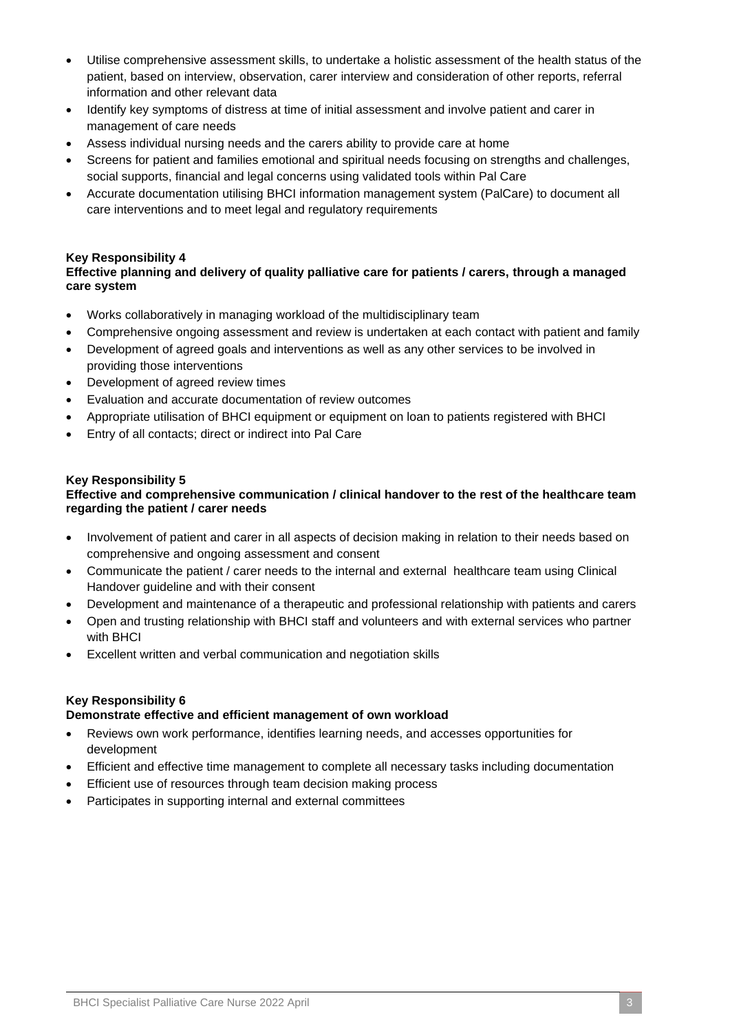- Utilise comprehensive assessment skills, to undertake a holistic assessment of the health status of the patient, based on interview, observation, carer interview and consideration of other reports, referral information and other relevant data
- Identify key symptoms of distress at time of initial assessment and involve patient and carer in management of care needs
- Assess individual nursing needs and the carers ability to provide care at home
- Screens for patient and families emotional and spiritual needs focusing on strengths and challenges, social supports, financial and legal concerns using validated tools within Pal Care
- Accurate documentation utilising BHCI information management system (PalCare) to document all care interventions and to meet legal and regulatory requirements

**Key Responsibility 4**
**Effective planning and delivery of quality palliative care for patients / carers, through a managed care system**

- Works collaboratively in managing workload of the multidisciplinary team
- Comprehensive ongoing assessment and review is undertaken at each contact with patient and family
- Development of agreed goals and interventions as well as any other services to be involved in providing those interventions
- Development of agreed review times
- Evaluation and accurate documentation of review outcomes
- Appropriate utilisation of BHCI equipment or equipment on loan to patients registered with BHCI
- Entry of all contacts; direct or indirect into Pal Care

**Key Responsibility 5**
**Effective and comprehensive communication / clinical handover to the rest of the healthcare team regarding the patient / carer needs**

- Involvement of patient and carer in all aspects of decision making in relation to their needs based on comprehensive and ongoing assessment and consent
- Communicate the patient / carer needs to the internal and external healthcare team using Clinical Handover guideline and with their consent
- Development and maintenance of a therapeutic and professional relationship with patients and carers
- Open and trusting relationship with BHCI staff and volunteers and with external services who partner with BHCI
- Excellent written and verbal communication and negotiation skills

**Key Responsibility 6**
**Demonstrate effective and efficient management of own workload**

- Reviews own work performance, identifies learning needs, and accesses opportunities for development
- Efficient and effective time management to complete all necessary tasks including documentation
- Efficient use of resources through team decision making process
- Participates in supporting internal and external committees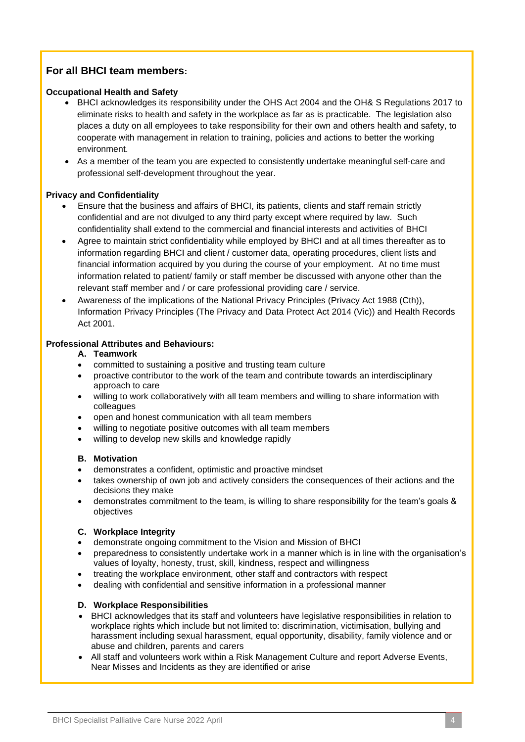## For all BHCI team members:

**Occupational Health and Safety**

- BHCI acknowledges its responsibility under the OHS Act 2004 and the OH& S Regulations 2017 to eliminate risks to health and safety in the workplace as far as is practicable. The legislation also places a duty on all employees to take responsibility for their own and others health and safety, to cooperate with management in relation to training, policies and actions to better the working environment.
- As a member of the team you are expected to consistently undertake meaningful self-care and professional self-development throughout the year.

**Privacy and Confidentiality**

- Ensure that the business and affairs of BHCI, its patients, clients and staff remain strictly confidential and are not divulged to any third party except where required by law. Such confidentiality shall extend to the commercial and financial interests and activities of BHCI
- Agree to maintain strict confidentiality while employed by BHCI and at all times thereafter as to information regarding BHCI and client / customer data, operating procedures, client lists and financial information acquired by you during the course of your employment. At no time must information related to patient/ family or staff member be discussed with anyone other than the relevant staff member and / or care professional providing care / service.
- Awareness of the implications of the National Privacy Principles (Privacy Act 1988 (Cth)), Information Privacy Principles (The Privacy and Data Protect Act 2014 (Vic)) and Health Records Act 2001.

**Professional Attributes and Behaviours:**

**A. Teamwork**

- committed to sustaining a positive and trusting team culture
- proactive contributor to the work of the team and contribute towards an interdisciplinary approach to care
- willing to work collaboratively with all team members and willing to share information with colleagues
- open and honest communication with all team members
- willing to negotiate positive outcomes with all team members
- willing to develop new skills and knowledge rapidly

**B. Motivation**

- demonstrates a confident, optimistic and proactive mindset
- takes ownership of own job and actively considers the consequences of their actions and the decisions they make
- demonstrates commitment to the team, is willing to share responsibility for the team's goals & objectives

**C. Workplace Integrity**

- demonstrate ongoing commitment to the Vision and Mission of BHCI
- preparedness to consistently undertake work in a manner which is in line with the organisation's values of loyalty, honesty, trust, skill, kindness, respect and willingness
- treating the workplace environment, other staff and contractors with respect
- dealing with confidential and sensitive information in a professional manner

**D. Workplace Responsibilities**

- BHCI acknowledges that its staff and volunteers have legislative responsibilities in relation to workplace rights which include but not limited to: discrimination, victimisation, bullying and harassment including sexual harassment, equal opportunity, disability, family violence and or abuse and children, parents and carers
- All staff and volunteers work within a Risk Management Culture and report Adverse Events, Near Misses and Incidents as they are identified or arise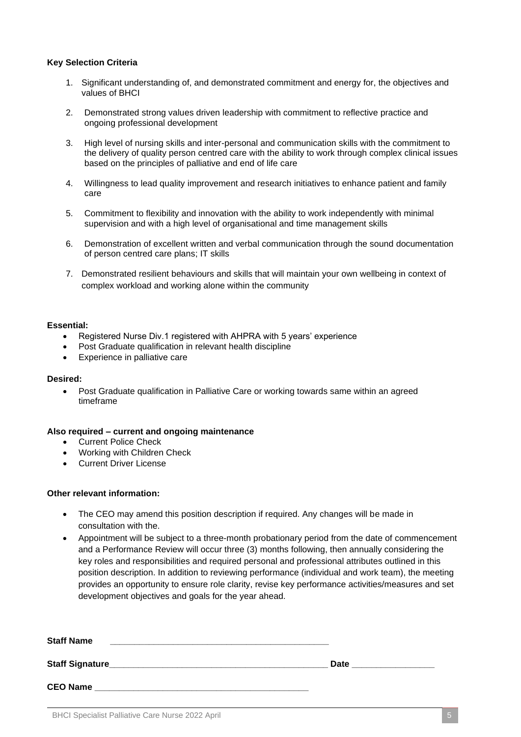**Key Selection Criteria**

1. Significant understanding of, and demonstrated commitment and energy for, the objectives and values of BHCI
2. Demonstrated strong values driven leadership with commitment to reflective practice and ongoing professional development
3. High level of nursing skills and inter-personal and communication skills with the commitment to the delivery of quality person centred care with the ability to work through complex clinical issues based on the principles of palliative and end of life care
4. Willingness to lead quality improvement and research initiatives to enhance patient and family care
5. Commitment to flexibility and innovation with the ability to work independently with minimal supervision and with a high level of organisational and time management skills
6. Demonstration of excellent written and verbal communication through the sound documentation of person centred care plans; IT skills
7. Demonstrated resilient behaviours and skills that will maintain your own wellbeing in context of complex workload and working alone within the community

**Essential:**

- Registered Nurse Div.1 registered with AHPRA with 5 years' experience
- Post Graduate qualification in relevant health discipline
- Experience in palliative care

**Desired:**

- Post Graduate qualification in Palliative Care or working towards same within an agreed timeframe

**Also required – current and ongoing maintenance**

- Current Police Check
- Working with Children Check
- Current Driver License

**Other relevant information:**

- The CEO may amend this position description if required. Any changes will be made in consultation with the.
- Appointment will be subject to a three-month probationary period from the date of commencement and a Performance Review will occur three (3) months following, then annually considering the key roles and responsibilities and required personal and professional attributes outlined in this position description. In addition to reviewing performance (individual and work team), the meeting provides an opportunity to ensure role clarity, revise key performance activities/measures and set development objectives and goals for the year ahead.

**Staff Name** ______________________________________________

**Staff Signature**______________________________________________ **Date** _________________

**CEO Name** ______________________________________________

BHCI Specialist Palliative Care Nurse 2022 April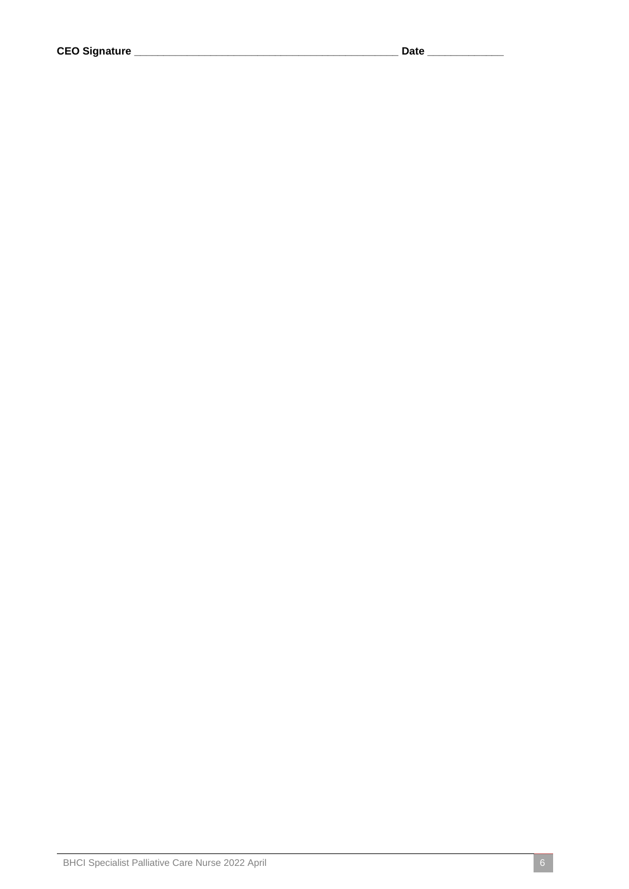**CEO Signature** _______________________________________________ **Date** _____________